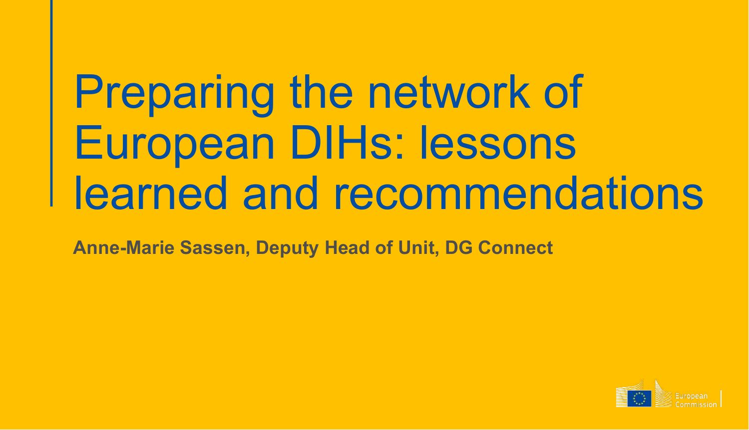# Preparing the network of European DIHs: lessons learned and recommendations

**Anne-Marie Sassen, Deputy Head of Unit, DG Connect**

European Commission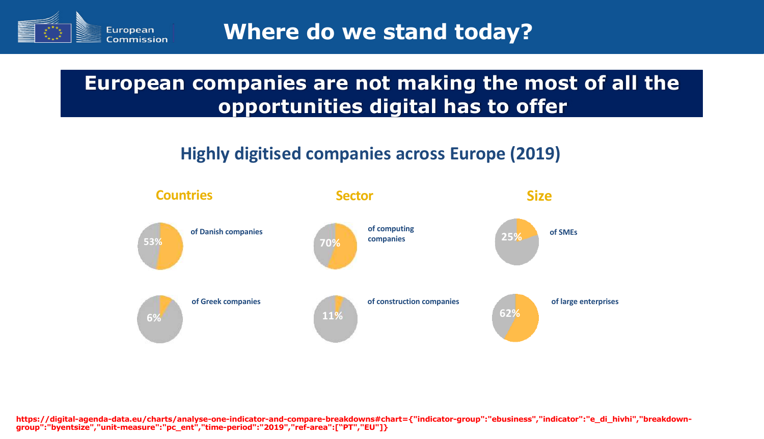# Where do we stand today?

## European companies are not making the most of all the opportunities digital has to offer

### Highly digitised companies across Europe (2019)

**Countries**

- 53% of Danish companies
- 6% of Greek companies

**Sector**

- 70% of computing companies
- 11% of construction companies

**Size**

- 25% of SMEs
- 62% of large enterprises

https://digital-agenda-data.eu/charts/analyse-one-indicator-and-compare-breakdowns#chart={"indicator-group":"ebusiness","indicator":"e_di_hivhi","breakdown-group":"byentsize","unit-measure":"pc_ent","time-period":"2019","ref-area":["PT","EU"]}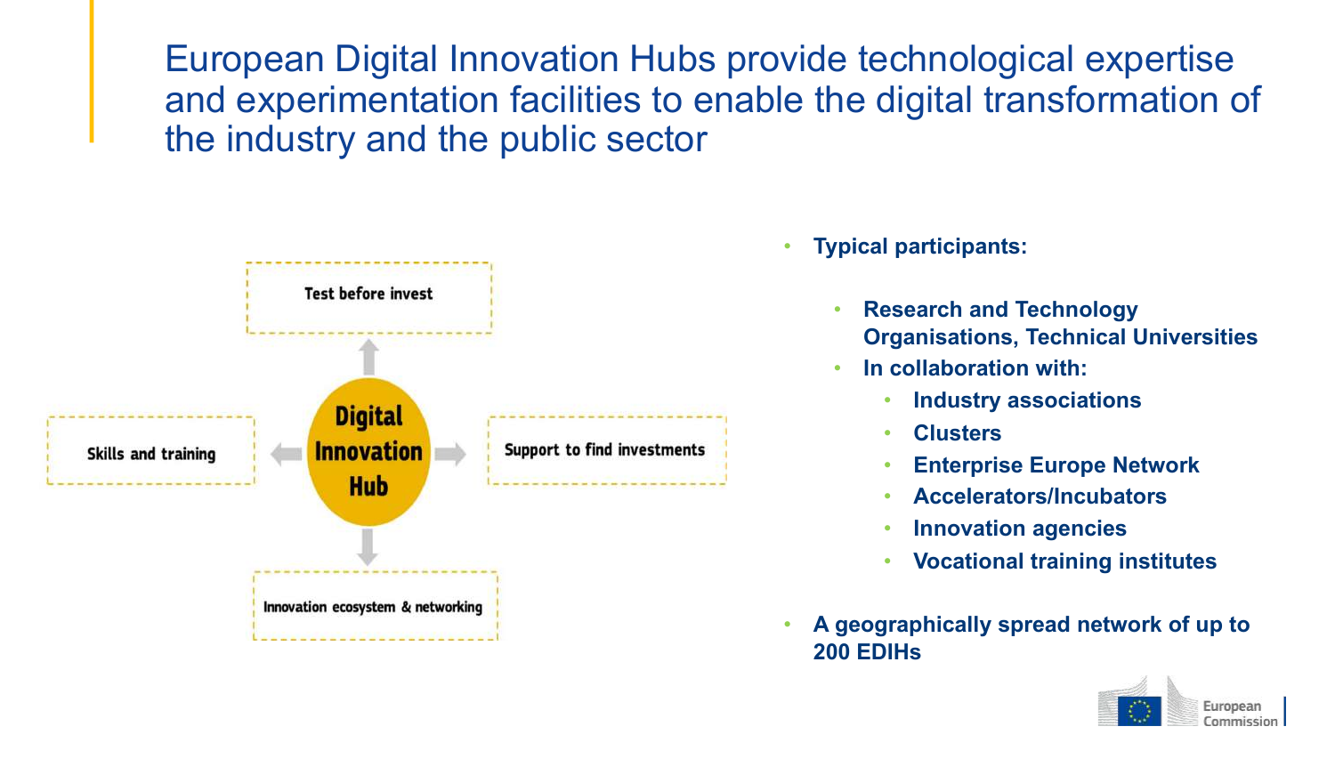# European Digital Innovation Hubs provide technological expertise and experimentation facilities to enable the digital transformation of the industry and the public sector

**Digital Innovation Hub**

- Test before invest
- Skills and training
- Support to find investments
- Innovation ecosystem & networking

- **Typical participants:**
  - **Research and Technology Organisations, Technical Universities**
  - **In collaboration with:**
    - **Industry associations**
    - **Clusters**
    - **Enterprise Europe Network**
    - **Accelerators/Incubators**
    - **Innovation agencies**
    - **Vocational training institutes**
- **A geographically spread network of up to 200 EDIHs**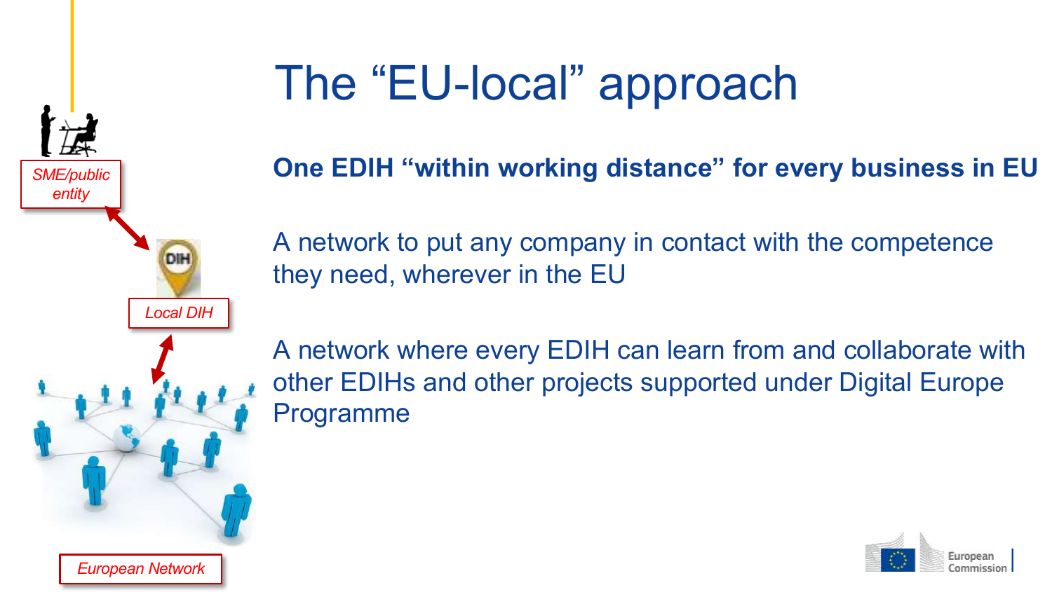# The "EU-local" approach

*SME/public entity*

*Local DIH*

*European Network*

**One EDIH "within working distance" for every business in EU**

A network to put any company in contact with the competence they need, wherever in the EU

A network where every EDIH can learn from and collaborate with other EDIHs and other projects supported under Digital Europe Programme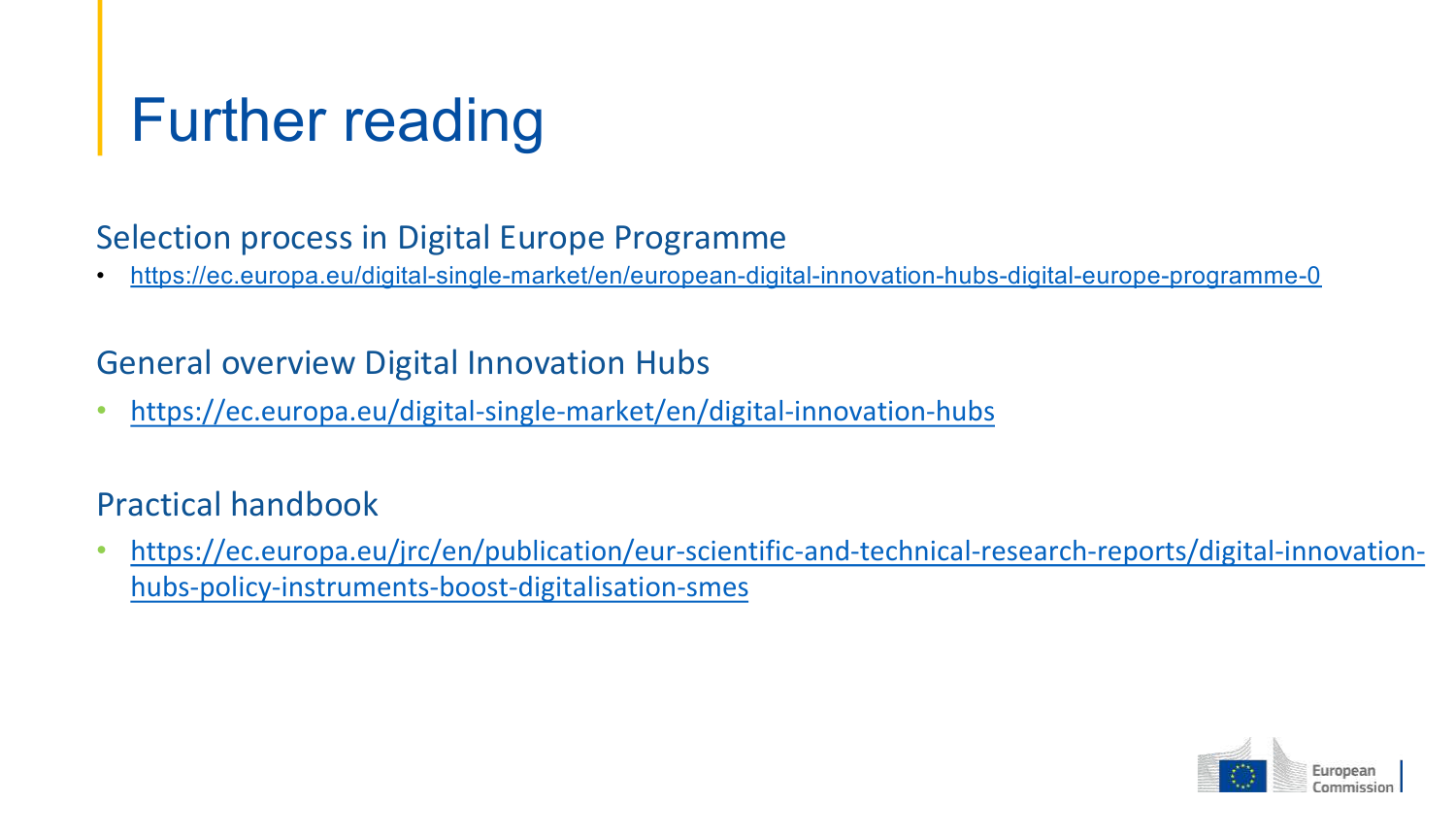# Further reading

## Selection process in Digital Europe Programme

- https://ec.europa.eu/digital-single-market/en/european-digital-innovation-hubs-digital-europe-programme-0

## General overview Digital Innovation Hubs

- https://ec.europa.eu/digital-single-market/en/digital-innovation-hubs

## Practical handbook

- https://ec.europa.eu/jrc/en/publication/eur-scientific-and-technical-research-reports/digital-innovation-hubs-policy-instruments-boost-digitalisation-smes